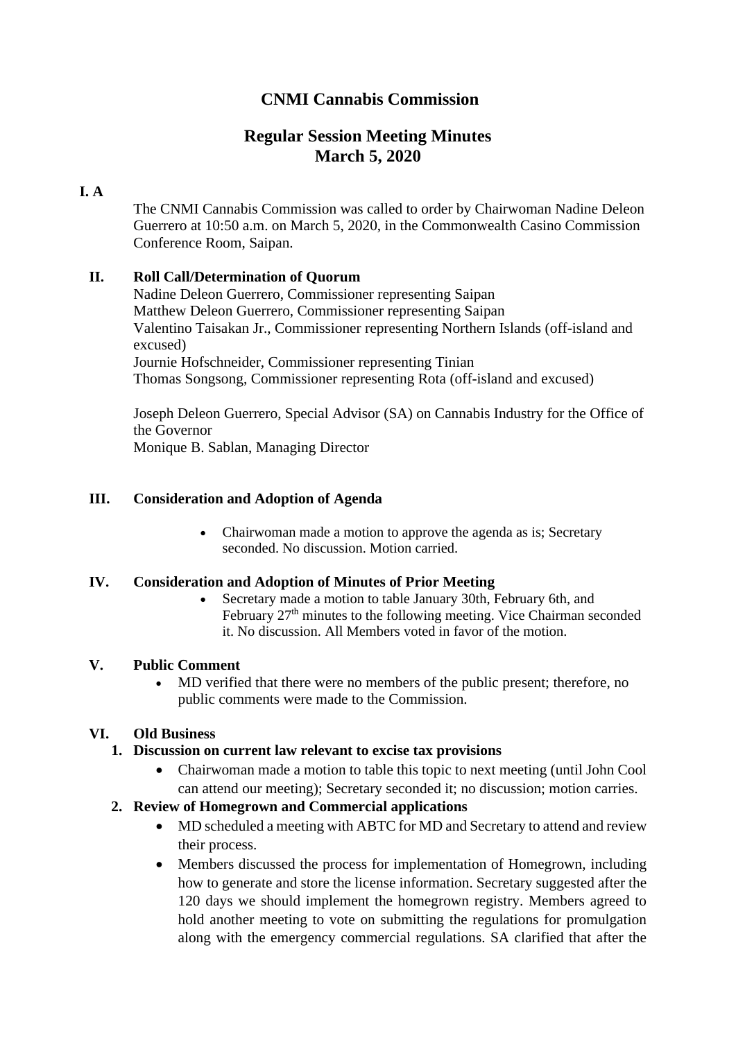# CNMI Cannabis Commission

## Regular Session Meeting Minutes
## March 5, 2020

**I. A**

The CNMI Cannabis Commission was called to order by Chairwoman Nadine Deleon Guerrero at 10:50 a.m. on March 5, 2020, in the Commonwealth Casino Commission Conference Room, Saipan.

**II. Roll Call/Determination of Quorum**

Nadine Deleon Guerrero, Commissioner representing Saipan
Matthew Deleon Guerrero, Commissioner representing Saipan
Valentino Taisakan Jr., Commissioner representing Northern Islands (off-island and excused)
Journie Hofschneider, Commissioner representing Tinian
Thomas Songsong, Commissioner representing Rota (off-island and excused)

Joseph Deleon Guerrero, Special Advisor (SA) on Cannabis Industry for the Office of the Governor
Monique B. Sablan, Managing Director

**III. Consideration and Adoption of Agenda**

- Chairwoman made a motion to approve the agenda as is; Secretary seconded. No discussion. Motion carried.

**IV. Consideration and Adoption of Minutes of Prior Meeting**

- Secretary made a motion to table January 30th, February 6th, and February 27th minutes to the following meeting. Vice Chairman seconded it. No discussion. All Members voted in favor of the motion.

**V. Public Comment**

- MD verified that there were no members of the public present; therefore, no public comments were made to the Commission.

**VI. Old Business**

**1. Discussion on current law relevant to excise tax provisions**

- Chairwoman made a motion to table this topic to next meeting (until John Cool can attend our meeting); Secretary seconded it; no discussion; motion carries.

**2. Review of Homegrown and Commercial applications**

- MD scheduled a meeting with ABTC for MD and Secretary to attend and review their process.
- Members discussed the process for implementation of Homegrown, including how to generate and store the license information. Secretary suggested after the 120 days we should implement the homegrown registry. Members agreed to hold another meeting to vote on submitting the regulations for promulgation along with the emergency commercial regulations. SA clarified that after the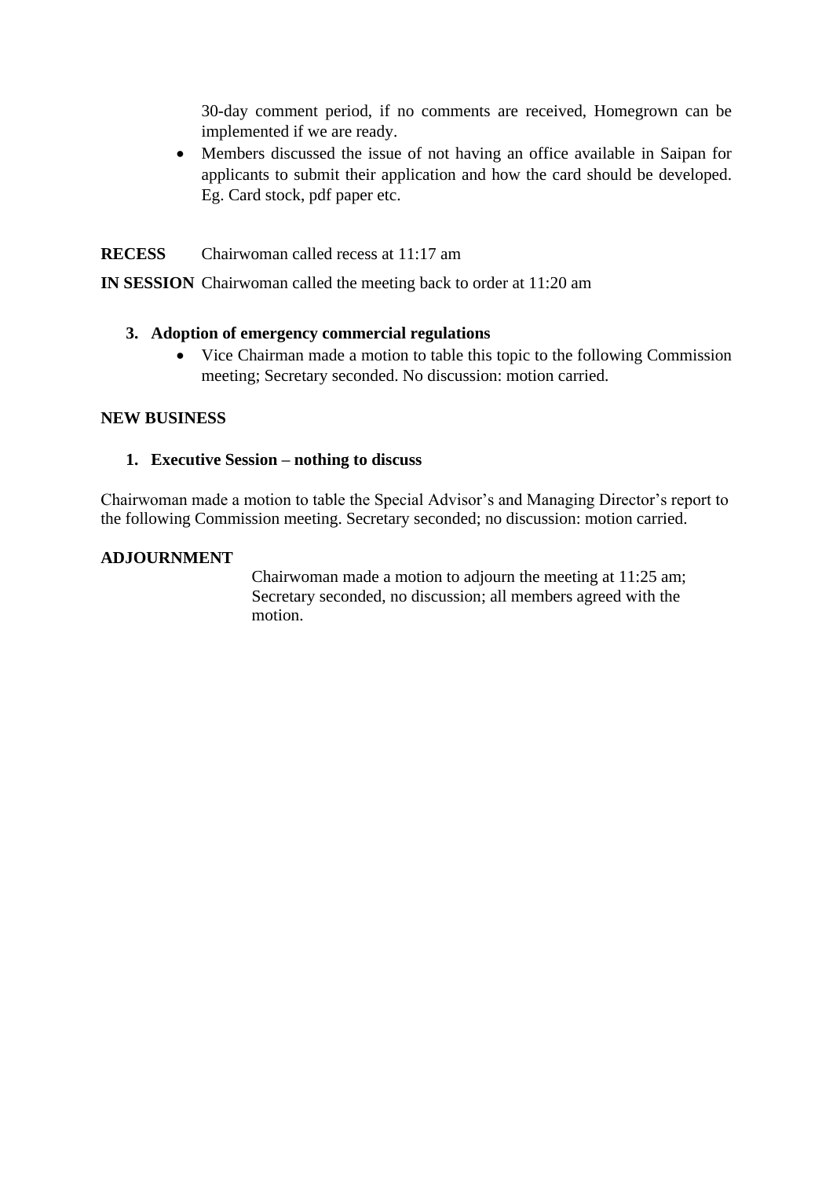30-day comment period, if no comments are received, Homegrown can be implemented if we are ready.

- Members discussed the issue of not having an office available in Saipan for applicants to submit their application and how the card should be developed. Eg. Card stock, pdf paper etc.

**RECESS** Chairwoman called recess at 11:17 am

**IN SESSION** Chairwoman called the meeting back to order at 11:20 am

3. **Adoption of emergency commercial regulations**
   - Vice Chairman made a motion to table this topic to the following Commission meeting; Secretary seconded. No discussion: motion carried.

**NEW BUSINESS**

1. **Executive Session – nothing to discuss**

Chairwoman made a motion to table the Special Advisor's and Managing Director's report to the following Commission meeting. Secretary seconded; no discussion: motion carried.

**ADJOURNMENT**

Chairwoman made a motion to adjourn the meeting at 11:25 am; Secretary seconded, no discussion; all members agreed with the motion.